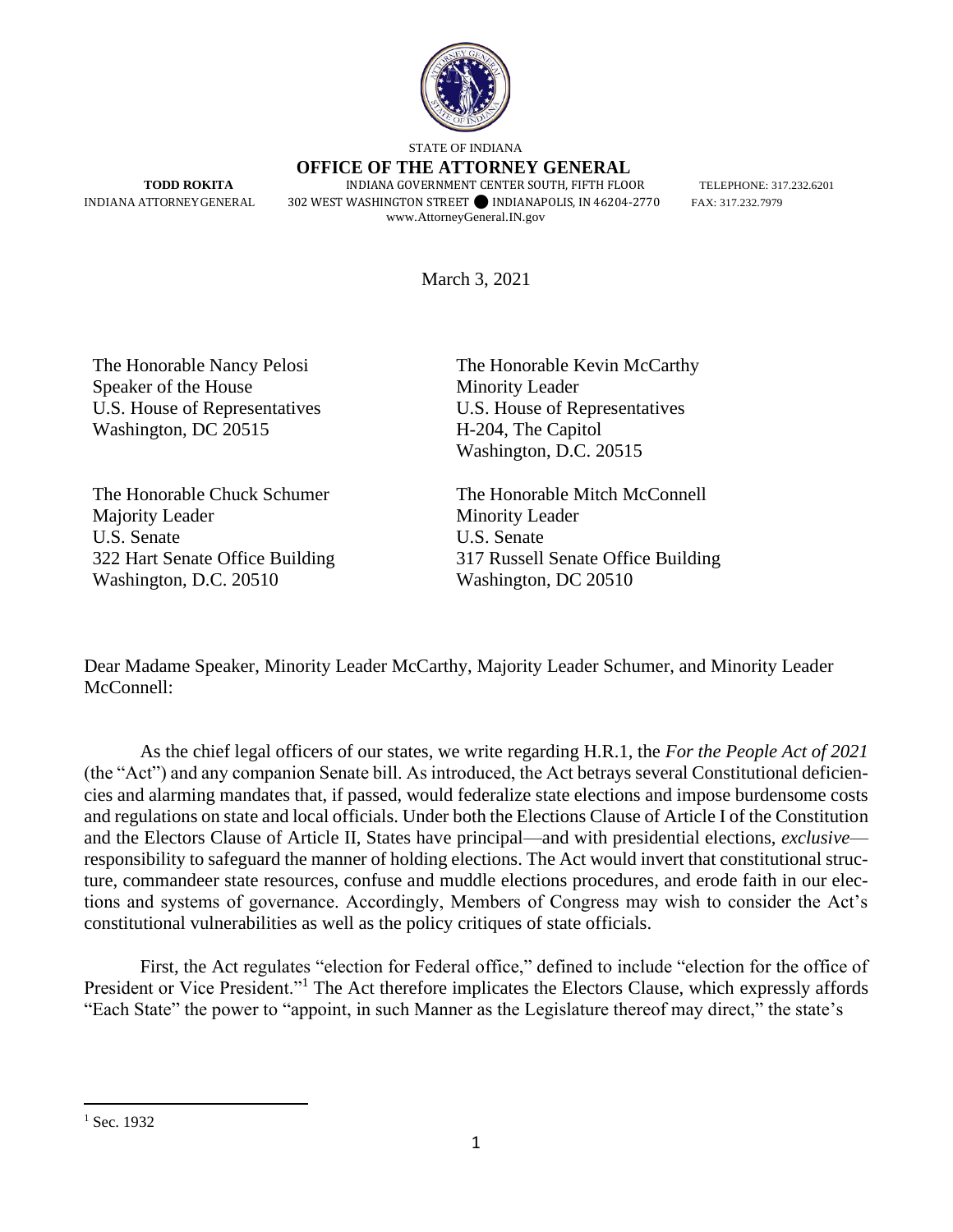STATE OF INDIANA

**OFFICE OF THE ATTORNEY GENERAL**

**TODD ROKITA**
INDIANA ATTORNEY GENERAL

INDIANA GOVERNMENT CENTER SOUTH, FIFTH FLOOR
302 WEST WASHINGTON STREET ● INDIANAPOLIS, IN 46204-2770
www.AttorneyGeneral.IN.gov

TELEPHONE: 317.232.6201
FAX: 317.232.7979

March 3, 2021

The Honorable Nancy Pelosi
Speaker of the House
U.S. House of Representatives
Washington, DC 20515

The Honorable Kevin McCarthy
Minority Leader
U.S. House of Representatives
H-204, The Capitol
Washington, D.C. 20515

The Honorable Chuck Schumer
Majority Leader
U.S. Senate
322 Hart Senate Office Building
Washington, D.C. 20510

The Honorable Mitch McConnell
Minority Leader
U.S. Senate
317 Russell Senate Office Building
Washington, DC 20510

Dear Madame Speaker, Minority Leader McCarthy, Majority Leader Schumer, and Minority Leader McConnell:

As the chief legal officers of our states, we write regarding H.R.1, the *For the People Act of 2021* (the "Act") and any companion Senate bill. As introduced, the Act betrays several Constitutional deficiencies and alarming mandates that, if passed, would federalize state elections and impose burdensome costs and regulations on state and local officials. Under both the Elections Clause of Article I of the Constitution and the Electors Clause of Article II, States have principal—and with presidential elections, *exclusive*—responsibility to safeguard the manner of holding elections. The Act would invert that constitutional structure, commandeer state resources, confuse and muddle elections procedures, and erode faith in our elections and systems of governance. Accordingly, Members of Congress may wish to consider the Act's constitutional vulnerabilities as well as the policy critiques of state officials.

First, the Act regulates "election for Federal office," defined to include "election for the office of President or Vice President."[1] The Act therefore implicates the Electors Clause, which expressly affords "Each State" the power to "appoint, in such Manner as the Legislature thereof may direct," the state's

[1] Sec. 1932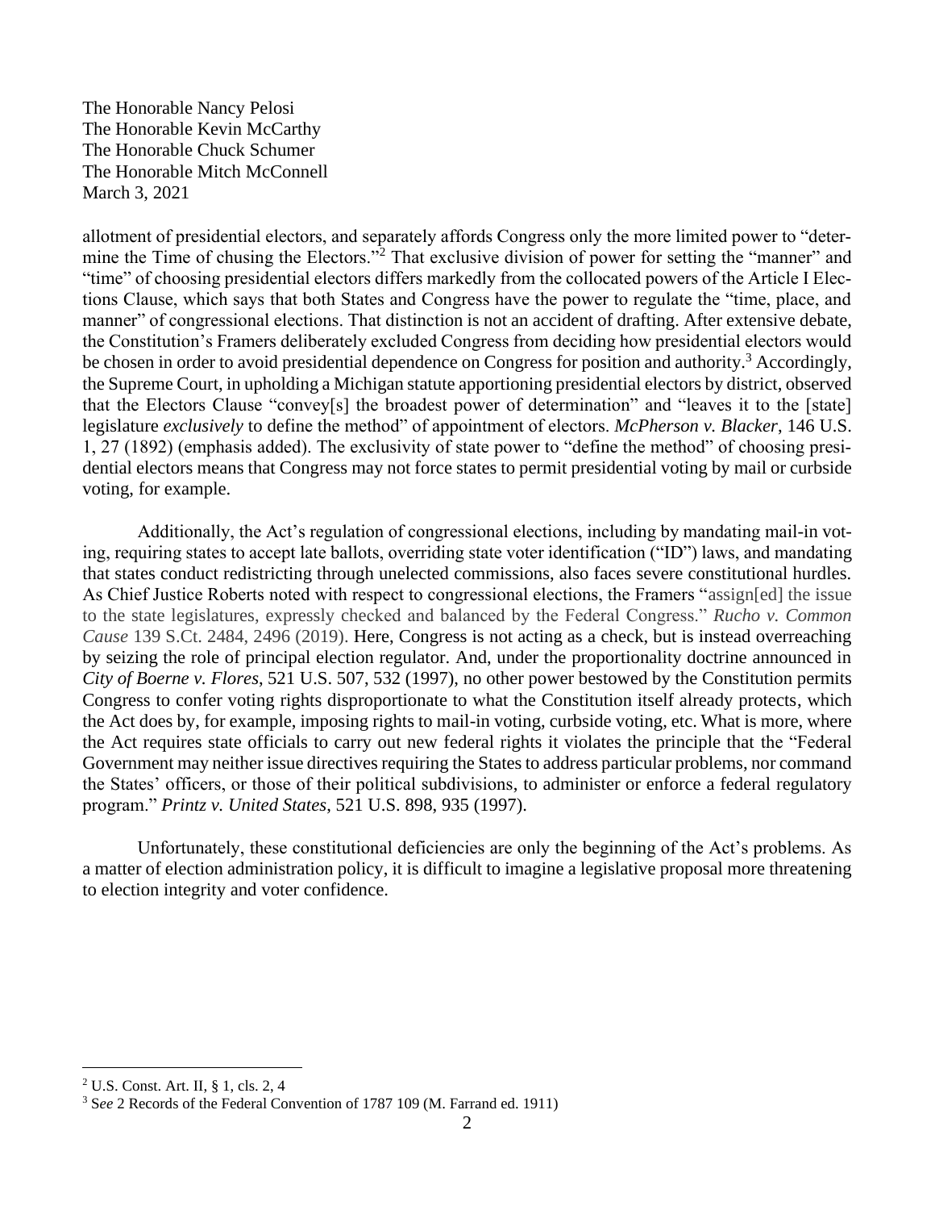The Honorable Nancy Pelosi
The Honorable Kevin McCarthy
The Honorable Chuck Schumer
The Honorable Mitch McConnell
March 3, 2021

allotment of presidential electors, and separately affords Congress only the more limited power to "determine the Time of chusing the Electors."[2] That exclusive division of power for setting the "manner" and "time" of choosing presidential electors differs markedly from the collocated powers of the Article I Elections Clause, which says that both States and Congress have the power to regulate the "time, place, and manner" of congressional elections. That distinction is not an accident of drafting. After extensive debate, the Constitution's Framers deliberately excluded Congress from deciding how presidential electors would be chosen in order to avoid presidential dependence on Congress for position and authority.[3] Accordingly, the Supreme Court, in upholding a Michigan statute apportioning presidential electors by district, observed that the Electors Clause "convey[s] the broadest power of determination" and "leaves it to the [state] legislature *exclusively* to define the method" of appointment of electors. *McPherson v. Blacker*, 146 U.S. 1, 27 (1892) (emphasis added). The exclusivity of state power to "define the method" of choosing presidential electors means that Congress may not force states to permit presidential voting by mail or curbside voting, for example.

Additionally, the Act's regulation of congressional elections, including by mandating mail-in voting, requiring states to accept late ballots, overriding state voter identification ("ID") laws, and mandating that states conduct redistricting through unelected commissions, also faces severe constitutional hurdles. As Chief Justice Roberts noted with respect to congressional elections, the Framers "assign[ed] the issue to the state legislatures, expressly checked and balanced by the Federal Congress." *Rucho v. Common Cause* 139 S.Ct. 2484, 2496 (2019). Here, Congress is not acting as a check, but is instead overreaching by seizing the role of principal election regulator. And, under the proportionality doctrine announced in *City of Boerne v. Flores*, 521 U.S. 507, 532 (1997), no other power bestowed by the Constitution permits Congress to confer voting rights disproportionate to what the Constitution itself already protects, which the Act does by, for example, imposing rights to mail-in voting, curbside voting, etc. What is more, where the Act requires state officials to carry out new federal rights it violates the principle that the "Federal Government may neither issue directives requiring the States to address particular problems, nor command the States' officers, or those of their political subdivisions, to administer or enforce a federal regulatory program." *Printz v. United States*, 521 U.S. 898, 935 (1997).

Unfortunately, these constitutional deficiencies are only the beginning of the Act's problems. As a matter of election administration policy, it is difficult to imagine a legislative proposal more threatening to election integrity and voter confidence.

---

[2] U.S. Const. Art. II, § 1, cls. 2, 4

[3] S*ee* 2 Records of the Federal Convention of 1787 109 (M. Farrand ed. 1911)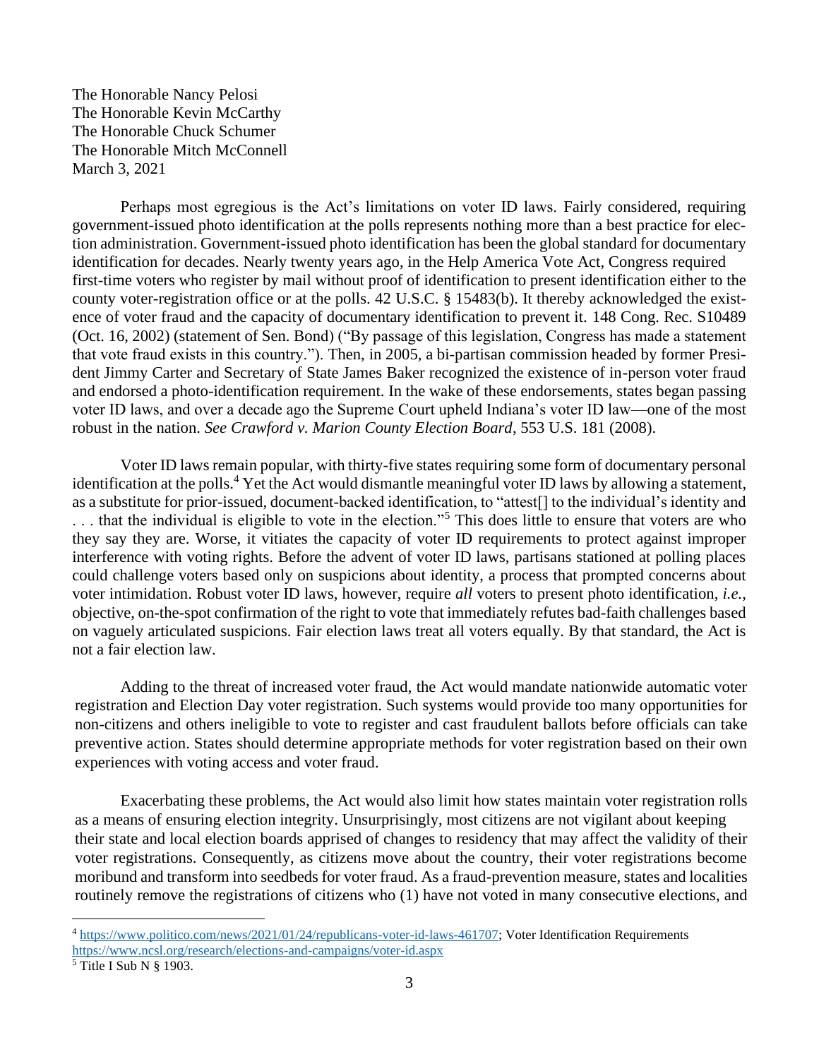The Honorable Nancy Pelosi
The Honorable Kevin McCarthy
The Honorable Chuck Schumer
The Honorable Mitch McConnell
March 3, 2021

Perhaps most egregious is the Act's limitations on voter ID laws. Fairly considered, requiring government-issued photo identification at the polls represents nothing more than a best practice for election administration. Government-issued photo identification has been the global standard for documentary identification for decades. Nearly twenty years ago, in the Help America Vote Act, Congress required first-time voters who register by mail without proof of identification to present identification either to the county voter-registration office or at the polls. 42 U.S.C. § 15483(b). It thereby acknowledged the existence of voter fraud and the capacity of documentary identification to prevent it. 148 Cong. Rec. S10489 (Oct. 16, 2002) (statement of Sen. Bond) ("By passage of this legislation, Congress has made a statement that vote fraud exists in this country."). Then, in 2005, a bi-partisan commission headed by former President Jimmy Carter and Secretary of State James Baker recognized the existence of in-person voter fraud and endorsed a photo-identification requirement. In the wake of these endorsements, states began passing voter ID laws, and over a decade ago the Supreme Court upheld Indiana's voter ID law—one of the most robust in the nation. *See Crawford v. Marion County Election Board*, 553 U.S. 181 (2008).

Voter ID laws remain popular, with thirty-five states requiring some form of documentary personal identification at the polls.[4] Yet the Act would dismantle meaningful voter ID laws by allowing a statement, as a substitute for prior-issued, document-backed identification, to "attest[] to the individual's identity and . . . that the individual is eligible to vote in the election."[5] This does little to ensure that voters are who they say they are. Worse, it vitiates the capacity of voter ID requirements to protect against improper interference with voting rights. Before the advent of voter ID laws, partisans stationed at polling places could challenge voters based only on suspicions about identity, a process that prompted concerns about voter intimidation. Robust voter ID laws, however, require *all* voters to present photo identification, *i.e.*, objective, on-the-spot confirmation of the right to vote that immediately refutes bad-faith challenges based on vaguely articulated suspicions. Fair election laws treat all voters equally. By that standard, the Act is not a fair election law.

Adding to the threat of increased voter fraud, the Act would mandate nationwide automatic voter registration and Election Day voter registration. Such systems would provide too many opportunities for non-citizens and others ineligible to vote to register and cast fraudulent ballots before officials can take preventive action. States should determine appropriate methods for voter registration based on their own experiences with voting access and voter fraud.

Exacerbating these problems, the Act would also limit how states maintain voter registration rolls as a means of ensuring election integrity. Unsurprisingly, most citizens are not vigilant about keeping their state and local election boards apprised of changes to residency that may affect the validity of their voter registrations. Consequently, as citizens move about the country, their voter registrations become moribund and transform into seedbeds for voter fraud. As a fraud-prevention measure, states and localities routinely remove the registrations of citizens who (1) have not voted in many consecutive elections, and

[4] https://www.politico.com/news/2021/01/24/republicans-voter-id-laws-461707; Voter Identification Requirements https://www.ncsl.org/research/elections-and-campaigns/voter-id.aspx

[5] Title I Sub N § 1903.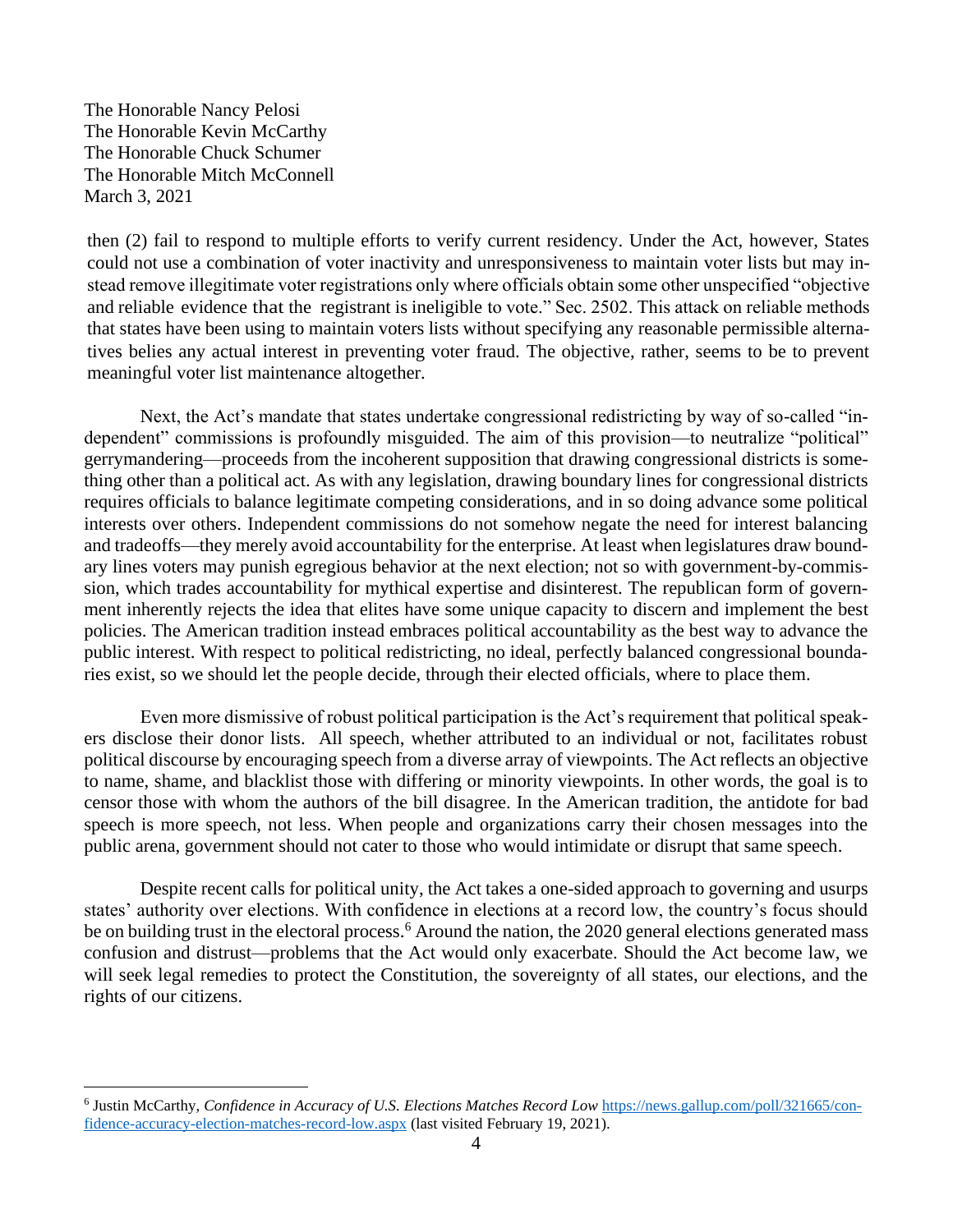The Honorable Nancy Pelosi
The Honorable Kevin McCarthy
The Honorable Chuck Schumer
The Honorable Mitch McConnell
March 3, 2021

then (2) fail to respond to multiple efforts to verify current residency. Under the Act, however, States could not use a combination of voter inactivity and unresponsiveness to maintain voter lists but may instead remove illegitimate voter registrations only where officials obtain some other unspecified "objective and reliable evidence that the registrant is ineligible to vote." Sec. 2502. This attack on reliable methods that states have been using to maintain voters lists without specifying any reasonable permissible alternatives belies any actual interest in preventing voter fraud. The objective, rather, seems to be to prevent meaningful voter list maintenance altogether.

Next, the Act's mandate that states undertake congressional redistricting by way of so-called "independent" commissions is profoundly misguided. The aim of this provision—to neutralize "political" gerrymandering—proceeds from the incoherent supposition that drawing congressional districts is something other than a political act. As with any legislation, drawing boundary lines for congressional districts requires officials to balance legitimate competing considerations, and in so doing advance some political interests over others. Independent commissions do not somehow negate the need for interest balancing and tradeoffs—they merely avoid accountability for the enterprise. At least when legislatures draw boundary lines voters may punish egregious behavior at the next election; not so with government-by-commission, which trades accountability for mythical expertise and disinterest. The republican form of government inherently rejects the idea that elites have some unique capacity to discern and implement the best policies. The American tradition instead embraces political accountability as the best way to advance the public interest. With respect to political redistricting, no ideal, perfectly balanced congressional boundaries exist, so we should let the people decide, through their elected officials, where to place them.

Even more dismissive of robust political participation is the Act's requirement that political speakers disclose their donor lists. All speech, whether attributed to an individual or not, facilitates robust political discourse by encouraging speech from a diverse array of viewpoints. The Act reflects an objective to name, shame, and blacklist those with differing or minority viewpoints. In other words, the goal is to censor those with whom the authors of the bill disagree. In the American tradition, the antidote for bad speech is more speech, not less. When people and organizations carry their chosen messages into the public arena, government should not cater to those who would intimidate or disrupt that same speech.

Despite recent calls for political unity, the Act takes a one-sided approach to governing and usurps states' authority over elections. With confidence in elections at a record low, the country's focus should be on building trust in the electoral process.[6] Around the nation, the 2020 general elections generated mass confusion and distrust—problems that the Act would only exacerbate. Should the Act become law, we will seek legal remedies to protect the Constitution, the sovereignty of all states, our elections, and the rights of our citizens.

---

[6] Justin McCarthy, *Confidence in Accuracy of U.S. Elections Matches Record Low* https://news.gallup.com/poll/321665/confidence-accuracy-election-matches-record-low.aspx (last visited February 19, 2021).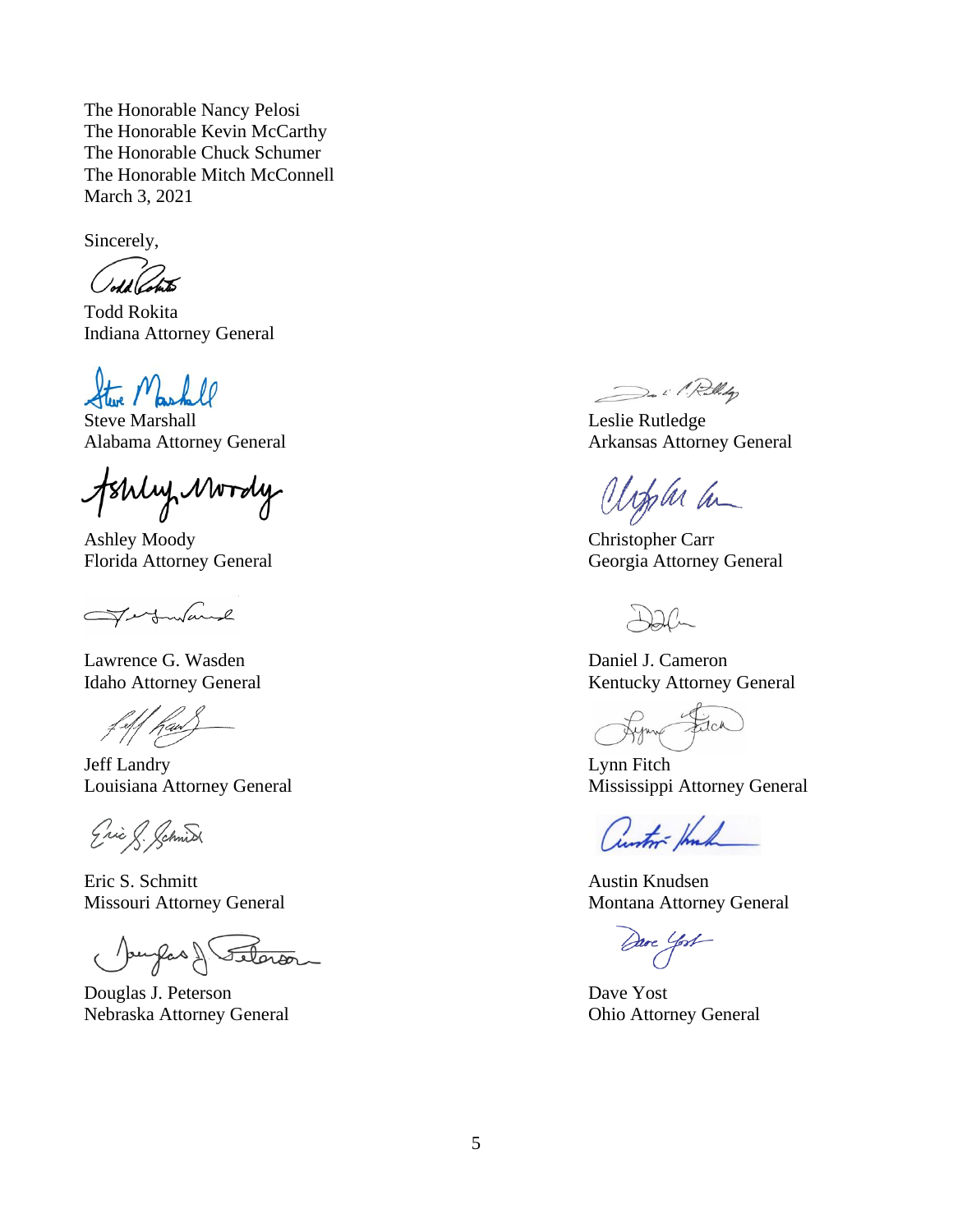The Honorable Nancy Pelosi
The Honorable Kevin McCarthy
The Honorable Chuck Schumer
The Honorable Mitch McConnell
March 3, 2021

Sincerely,

Todd Rokita
Indiana Attorney General

Steve Marshall
Alabama Attorney General

Leslie Rutledge
Arkansas Attorney General

Ashley Moody
Florida Attorney General

Christopher Carr
Georgia Attorney General

Lawrence G. Wasden
Idaho Attorney General

Daniel J. Cameron
Kentucky Attorney General

Jeff Landry
Louisiana Attorney General

Lynn Fitch
Mississippi Attorney General

Eric S. Schmitt
Missouri Attorney General

Austin Knudsen
Montana Attorney General

Douglas J. Peterson
Nebraska Attorney General

Dave Yost
Ohio Attorney General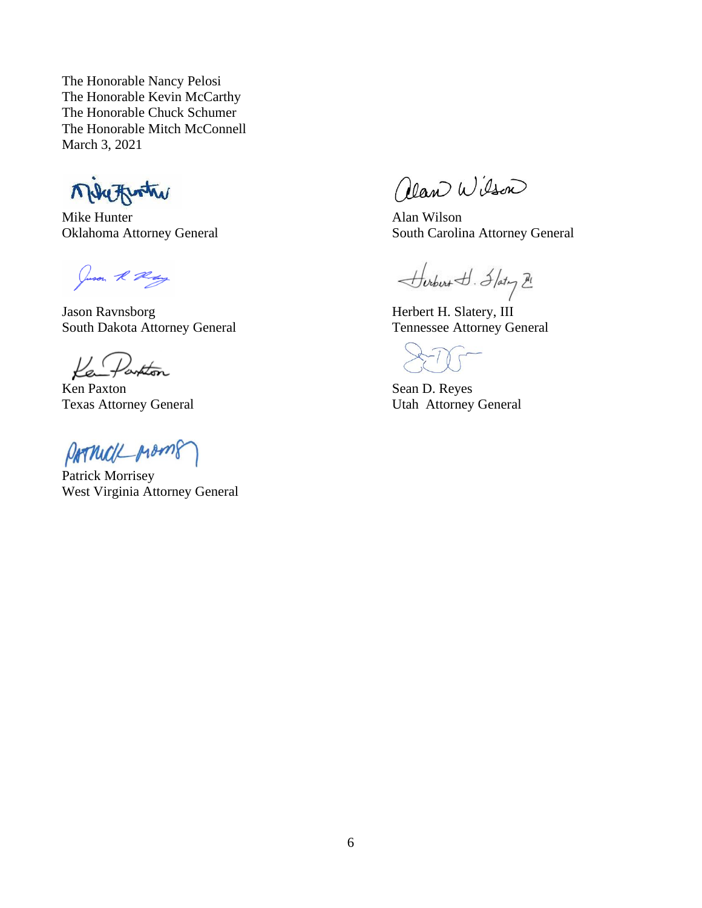The Honorable Nancy Pelosi
The Honorable Kevin McCarthy
The Honorable Chuck Schumer
The Honorable Mitch McConnell
March 3, 2021

Mike Hunter
Oklahoma Attorney General

Alan Wilson
South Carolina Attorney General

Jason Ravnsborg
South Dakota Attorney General

Herbert H. Slatery, III
Tennessee Attorney General

Ken Paxton
Texas Attorney General

Sean D. Reyes
Utah Attorney General

Patrick Morrisey
West Virginia Attorney General